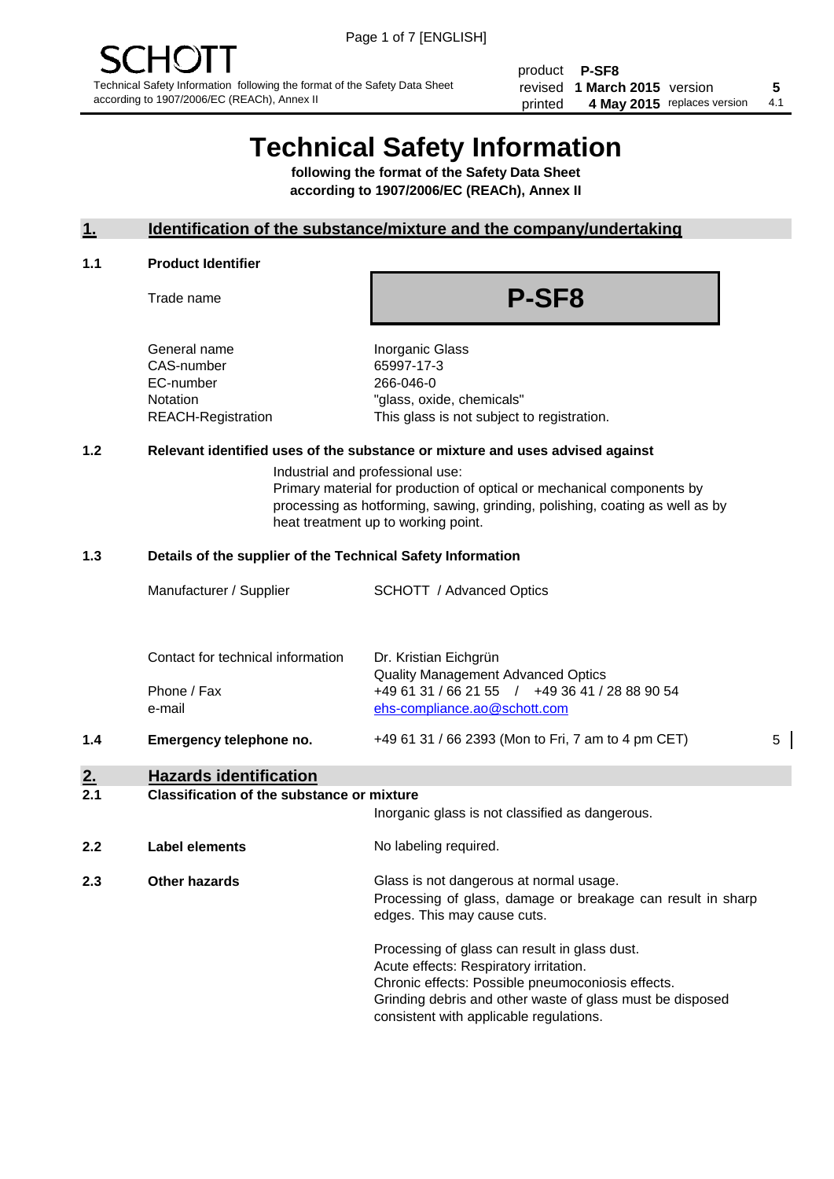SCHOTT

Technical Safety Information following the format of the Safety Data Sheet according to 1907/2006/EC (REACh), Annex II

| | | | |
|---|---|---|---|
| product | **P-SF8** | | |
| revised | **1 March 2015** | version | **5** |
| printed | **4 May 2015** | replaces version | 4.1 |

# Technical Safety Information

**following the format of the Safety Data Sheet according to 1907/2006/EC (REACh), Annex II**

## 1. Identification of the substance/mixture and the company/undertaking

### 1.1 Product Identifier

| | |
|---|---|
| Trade name | **P-SF8** |
| General name | Inorganic Glass |
| CAS-number | 65997-17-3 |
| EC-number | 266-046-0 |
| Notation | "glass, oxide, chemicals" |
| REACH-Registration | This glass is not subject to registration. |

### 1.2 Relevant identified uses of the substance or mixture and uses advised against

Industrial and professional use:
Primary material for production of optical or mechanical components by processing as hotforming, sawing, grinding, polishing, coating as well as by heat treatment up to working point.

### 1.3 Details of the supplier of the Technical Safety Information

| | |
|---|---|
| Manufacturer / Supplier | SCHOTT / Advanced Optics |
| Contact for technical information | Dr. Kristian Eichgrün<br>Quality Management Advanced Optics |
| Phone / Fax | +49 61 31 / 66 21 55 / +49 36 41 / 28 88 90 54 |
| e-mail | ehs-compliance.ao@schott.com |

### 1.4 Emergency telephone no.

+49 61 31 / 66 2393 (Mon to Fri, 7 am to 4 pm CET) 5

## 2. Hazards identification

### 2.1 Classification of the substance or mixture

Inorganic glass is not classified as dangerous.

### 2.2 Label elements

No labeling required.

### 2.3 Other hazards

Glass is not dangerous at normal usage.
Processing of glass, damage or breakage can result in sharp edges. This may cause cuts.

Processing of glass can result in glass dust.
Acute effects: Respiratory irritation.
Chronic effects: Possible pneumoconiosis effects.
Grinding debris and other waste of glass must be disposed consistent with applicable regulations.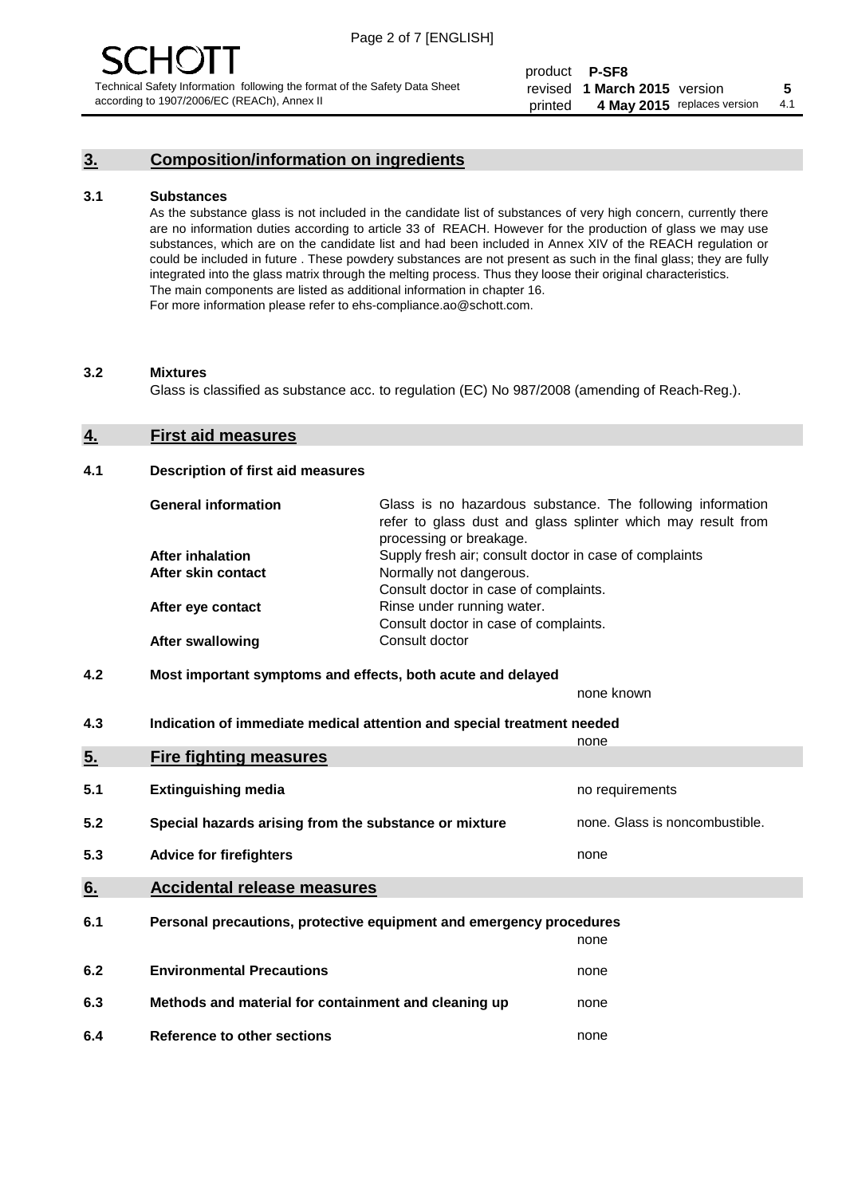## 3. Composition/information on ingredients

### 3.1 Substances

As the substance glass is not included in the candidate list of substances of very high concern, currently there are no information duties according to article 33 of REACH. However for the production of glass we may use substances, which are on the candidate list and had been included in Annex XIV of the REACH regulation or could be included in future . These powdery substances are not present as such in the final glass; they are fully integrated into the glass matrix through the melting process. Thus they loose their original characteristics. The main components are listed as additional information in chapter 16.
For more information please refer to ehs-compliance.ao@schott.com.

### 3.2 Mixtures

Glass is classified as substance acc. to regulation (EC) No 987/2008 (amending of Reach-Reg.).

## 4. First aid measures

### 4.1 Description of first aid measures

| | |
|---|---|
| **General information** | Glass is no hazardous substance. The following information refer to glass dust and glass splinter which may result from processing or breakage. |
| **After inhalation** | Supply fresh air; consult doctor in case of complaints |
| **After skin contact** | Normally not dangerous. Consult doctor in case of complaints. |
| **After eye contact** | Rinse under running water. Consult doctor in case of complaints. |
| **After swallowing** | Consult doctor |

### 4.2 Most important symptoms and effects, both acute and delayed

none known

### 4.3 Indication of immediate medical attention and special treatment needed

none

## 5. Fire fighting measures

| | | |
|---|---|---|
| **5.1** | **Extinguishing media** | no requirements |
| **5.2** | **Special hazards arising from the substance or mixture** | none. Glass is noncombustible. |
| **5.3** | **Advice for firefighters** | none |

## 6. Accidental release measures

| | | |
|---|---|---|
| **6.1** | **Personal precautions, protective equipment and emergency procedures** | none |
| **6.2** | **Environmental Precautions** | none |
| **6.3** | **Methods and material for containment and cleaning up** | none |
| **6.4** | **Reference to other sections** | none |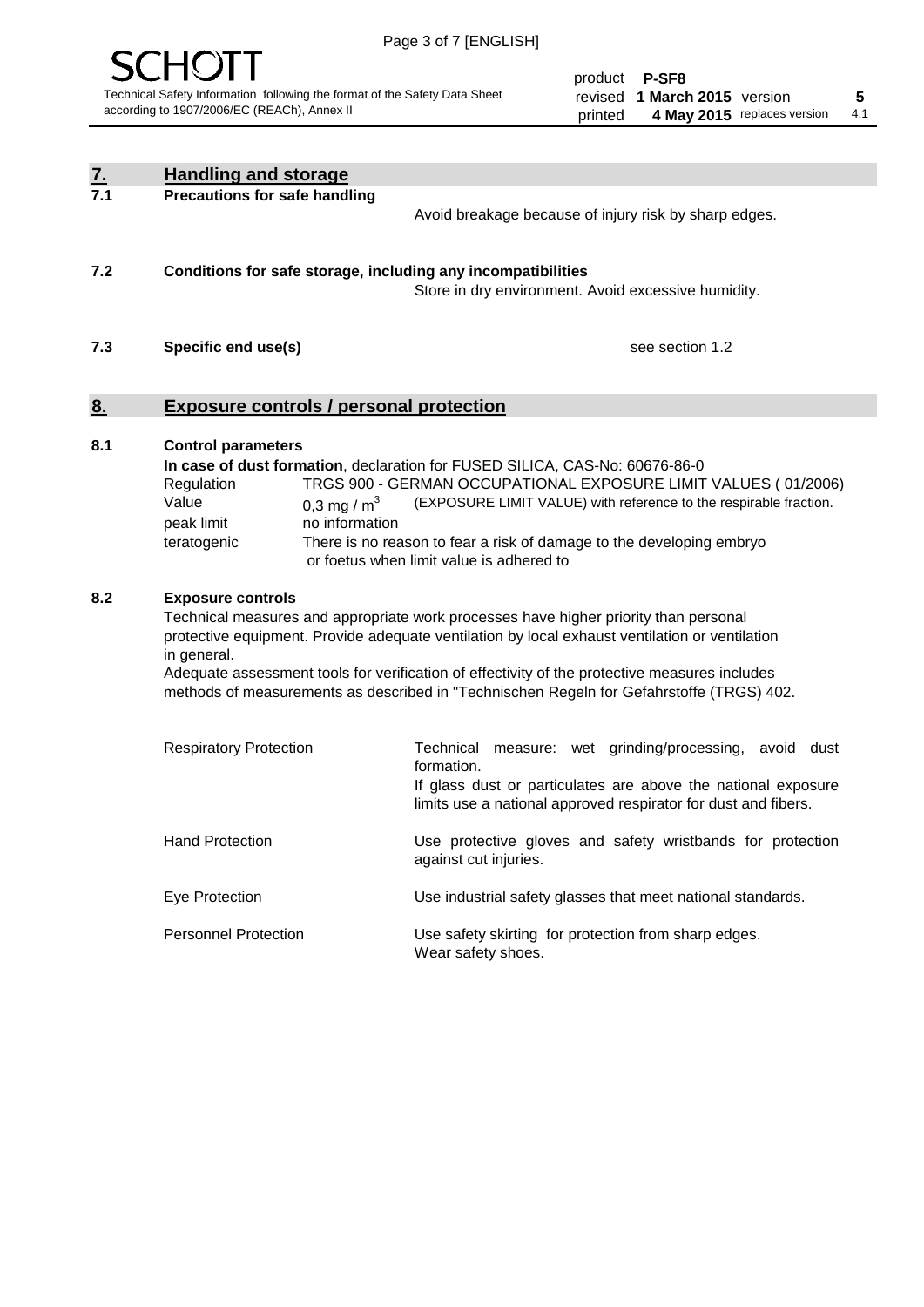## 7. Handling and storage

### 7.1 Precautions for safe handling

Avoid breakage because of injury risk by sharp edges.

### 7.2 Conditions for safe storage, including any incompatibilities

Store in dry environment. Avoid excessive humidity.

### 7.3 Specific end use(s)

see section 1.2

## 8. Exposure controls / personal protection

### 8.1 Control parameters

**In case of dust formation**, declaration for FUSED SILICA, CAS-No: 60676-86-0

| | |
|---|---|
| Regulation | TRGS 900 - GERMAN OCCUPATIONAL EXPOSURE LIMIT VALUES ( 01/2006) |
| Value | 0,3 mg / $m^3$ (EXPOSURE LIMIT VALUE) with reference to the respirable fraction. |
| peak limit | no information |
| teratogenic | There is no reason to fear a risk of damage to the developing embryo or foetus when limit value is adhered to |

### 8.2 Exposure controls

Technical measures and appropriate work processes have higher priority than personal protective equipment. Provide adequate ventilation by local exhaust ventilation or ventilation in general.

Adequate assessment tools for verification of effectivity of the protective measures includes methods of measurements as described in "Technischen Regeln for Gefahrstoffe (TRGS) 402.

| | |
|---|---|
| Respiratory Protection | Technical measure: wet grinding/processing, avoid dust formation. If glass dust or particulates are above the national exposure limits use a national approved respirator for dust and fibers. |
| Hand Protection | Use protective gloves and safety wristbands for protection against cut injuries. |
| Eye Protection | Use industrial safety glasses that meet national standards. |
| Personnel Protection | Use safety skirting for protection from sharp edges. Wear safety shoes. |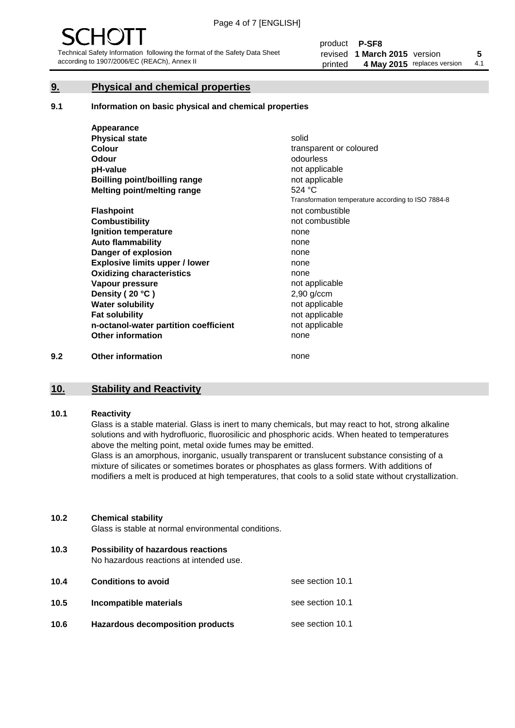## 9. Physical and chemical properties

### 9.1 Information on basic physical and chemical properties

| | |
|---|---|
| **Appearance** | |
| **Physical state** | solid |
| **Colour** | transparent or coloured |
| **Odour** | odourless |
| **pH-value** | not applicable |
| **Boilling point/boilling range** | not applicable |
| **Melting point/melting range** | 524 °C<br>Transformation temperature according to ISO 7884-8 |
| **Flashpoint** | not combustible |
| **Combustibility** | not combustible |
| **Ignition temperature** | none |
| **Auto flammability** | none |
| **Danger of explosion** | none |
| **Explosive limits upper / lower** | none |
| **Oxidizing characteristics** | none |
| **Vapour pressure** | not applicable |
| **Density ( 20 °C )** | 2,90 g/ccm |
| **Water solubility** | not applicable |
| **Fat solubility** | not applicable |
| **n-octanol-water partition coefficient** | not applicable |
| **Other information** | none |

### 9.2 Other information

none

## 10. Stability and Reactivity

### 10.1 Reactivity

Glass is a stable material. Glass is inert to many chemicals, but may react to hot, strong alkaline solutions and with hydrofluoric, fluorosilicic and phosphoric acids. When heated to temperatures above the melting point, metal oxide fumes may be emitted.
Glass is an amorphous, inorganic, usually transparent or translucent substance consisting of a mixture of silicates or sometimes borates or phosphates as glass formers. With additions of modifiers a melt is produced at high temperatures, that cools to a solid state without crystallization.

### 10.2 Chemical stability

Glass is stable at normal environmental conditions.

### 10.3 Possibility of hazardous reactions

No hazardous reactions at intended use.

| | | |
|---|---|---|
| **10.4** | **Conditions to avoid** | see section 10.1 |
| **10.5** | **Incompatible materials** | see section 10.1 |
| **10.6** | **Hazardous decomposition products** | see section 10.1 |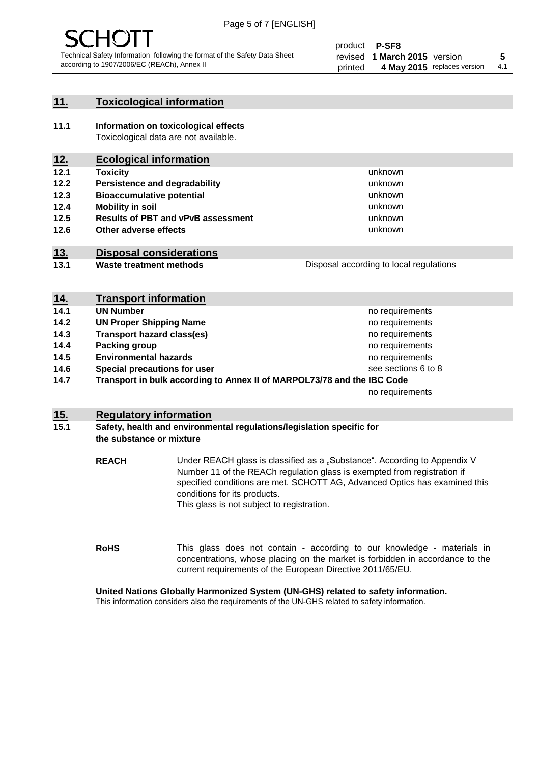## 11. Toxicological information

**11.1 Information on toxicological effects**
Toxicological data are not available.

## 12. Ecological information

| | | |
|---|---|---|
| **12.1** | **Toxicity** | unknown |
| **12.2** | **Persistence and degradability** | unknown |
| **12.3** | **Bioaccumulative potential** | unknown |
| **12.4** | **Mobility in soil** | unknown |
| **12.5** | **Results of PBT and vPvB assessment** | unknown |
| **12.6** | **Other adverse effects** | unknown |

## 13. Disposal considerations

| | | |
|---|---|---|
| **13.1** | **Waste treatment methods** | Disposal according to local regulations |

## 14. Transport information

| | | |
|---|---|---|
| **14.1** | **UN Number** | no requirements |
| **14.2** | **UN Proper Shipping Name** | no requirements |
| **14.3** | **Transport hazard class(es)** | no requirements |
| **14.4** | **Packing group** | no requirements |
| **14.5** | **Environmental hazards** | no requirements |
| **14.6** | **Special precautions for user** | see sections 6 to 8 |
| **14.7** | **Transport in bulk according to Annex II of MARPOL73/78 and the IBC Code** | no requirements |

## 15. Regulatory information

**15.1 Safety, health and environmental regulations/legislation specific for the substance or mixture**

**REACH** Under REACH glass is classified as a „Substance". According to Appendix V Number 11 of the REACh regulation glass is exempted from registration if specified conditions are met. SCHOTT AG, Advanced Optics has examined this conditions for its products.
This glass is not subject to registration.

**RoHS** This glass does not contain - according to our knowledge - materials in concentrations, whose placing on the market is forbidden in accordance to the current requirements of the European Directive 2011/65/EU.

**United Nations Globally Harmonized System (UN-GHS) related to safety information.**
This information considers also the requirements of the UN-GHS related to safety information.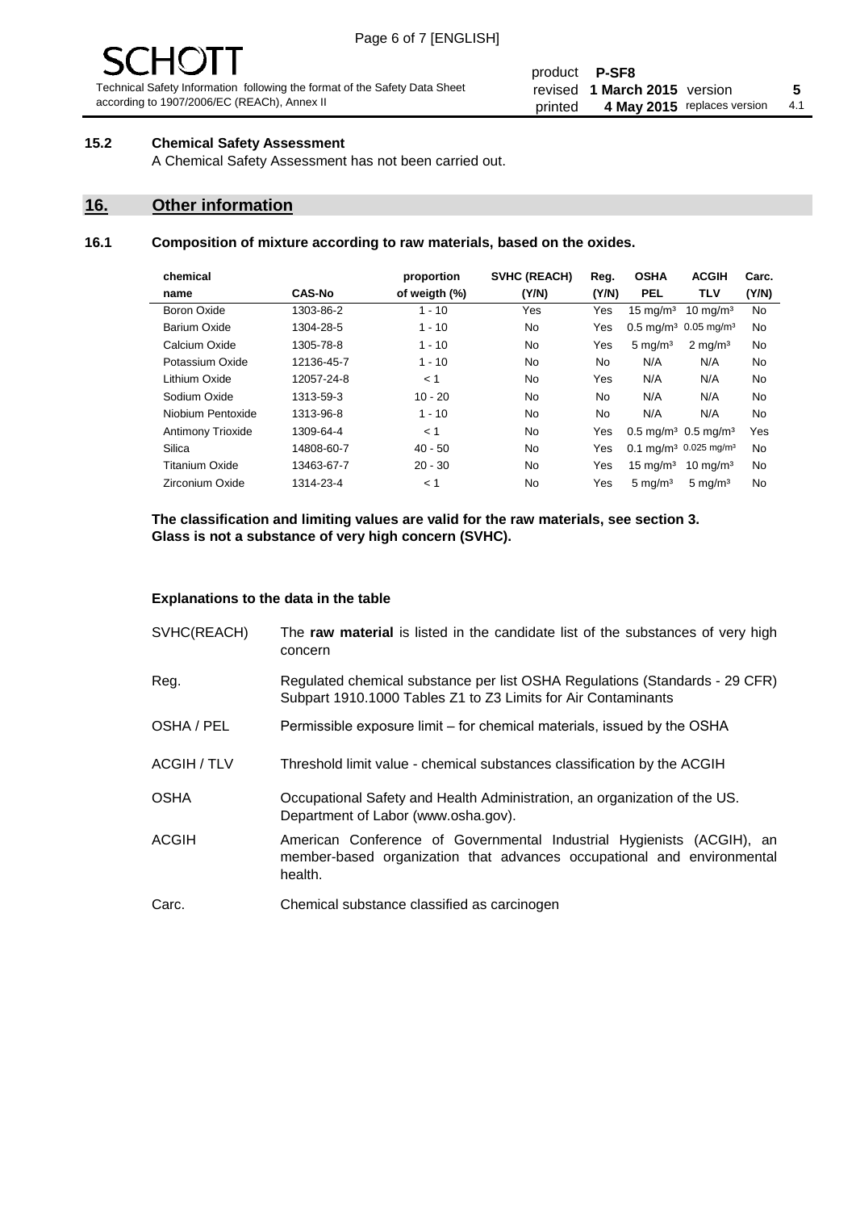### 15.2 Chemical Safety Assessment

A Chemical Safety Assessment has not been carried out.

## 16. Other information

### 16.1 Composition of mixture according to raw materials, based on the oxides.

| chemical name | CAS-No | proportion of weigth (%) | SVHC (REACH) (Y/N) | Reg. (Y/N) | OSHA PEL | ACGIH TLV | Carc. (Y/N) |
|---|---|---|---|---|---|---|---|
| Boron Oxide | 1303-86-2 | 1 - 10 | Yes | Yes | 15 mg/m³ | 10 mg/m³ | No |
| Barium Oxide | 1304-28-5 | 1 - 10 | No | Yes | 0.5 mg/m³ | 0.05 mg/m³ | No |
| Calcium Oxide | 1305-78-8 | 1 - 10 | No | Yes | 5 mg/m³ | 2 mg/m³ | No |
| Potassium Oxide | 12136-45-7 | 1 - 10 | No | No | N/A | N/A | No |
| Lithium Oxide | 12057-24-8 | < 1 | No | Yes | N/A | N/A | No |
| Sodium Oxide | 1313-59-3 | 10 - 20 | No | No | N/A | N/A | No |
| Niobium Pentoxide | 1313-96-8 | 1 - 10 | No | No | N/A | N/A | No |
| Antimony Trioxide | 1309-64-4 | < 1 | No | Yes | 0.5 mg/m³ | 0.5 mg/m³ | Yes |
| Silica | 14808-60-7 | 40 - 50 | No | Yes | 0.1 mg/m³ | 0.025 mg/m³ | No |
| Titanium Oxide | 13463-67-7 | 20 - 30 | No | Yes | 15 mg/m³ | 10 mg/m³ | No |
| Zirconium Oxide | 1314-23-4 | < 1 | No | Yes | 5 mg/m³ | 5 mg/m³ | No |

**The classification and limiting values are valid for the raw materials, see section 3.**
**Glass is not a substance of very high concern (SVHC).**

**Explanations to the data in the table**

| | |
|---|---|
| SVHC(REACH) | The **raw material** is listed in the candidate list of the substances of very high concern |
| Reg. | Regulated chemical substance per list OSHA Regulations (Standards - 29 CFR) Subpart 1910.1000 Tables Z1 to Z3 Limits for Air Contaminants |
| OSHA / PEL | Permissible exposure limit – for chemical materials, issued by the OSHA |
| ACGIH / TLV | Threshold limit value - chemical substances classification by the ACGIH |
| OSHA | Occupational Safety and Health Administration, an organization of the US. Department of Labor (www.osha.gov). |
| ACGIH | American Conference of Governmental Industrial Hygienists (ACGIH), an member-based organization that advances occupational and environmental health. |
| Carc. | Chemical substance classified as carcinogen |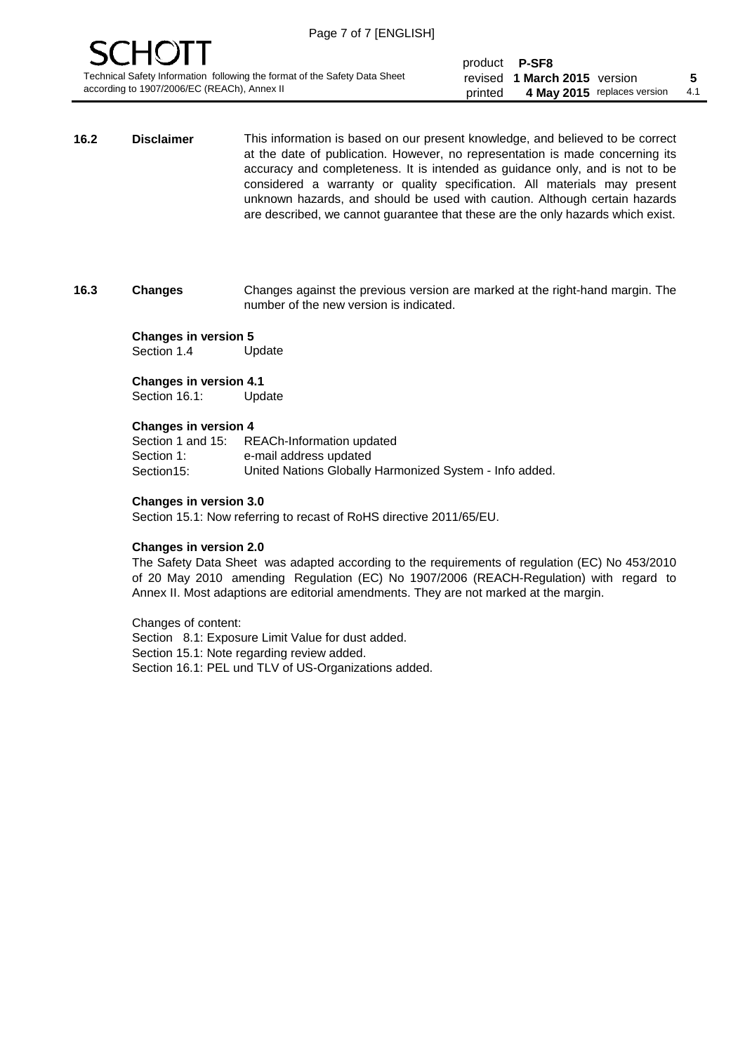**16.2 Disclaimer**

This information is based on our present knowledge, and believed to be correct at the date of publication. However, no representation is made concerning its accuracy and completeness. It is intended as guidance only, and is not to be considered a warranty or quality specification. All materials may present unknown hazards, and should be used with caution. Although certain hazards are described, we cannot guarantee that these are the only hazards which exist.

**16.3 Changes**

Changes against the previous version are marked at the right-hand margin. The number of the new version is indicated.

**Changes in version 5**

Section 1.4 Update

**Changes in version 4.1**

Section 16.1: Update

**Changes in version 4**

| | |
|---|---|
| Section 1 and 15: | REACh-Information updated |
| Section 1: | e-mail address updated |
| Section15: | United Nations Globally Harmonized System - Info added. |

**Changes in version 3.0**

Section 15.1: Now referring to recast of RoHS directive 2011/65/EU.

**Changes in version 2.0**

The Safety Data Sheet was adapted according to the requirements of regulation (EC) No 453/2010 of 20 May 2010 amending Regulation (EC) No 1907/2006 (REACH-Regulation) with regard to Annex II. Most adaptions are editorial amendments. They are not marked at the margin.

Changes of content:
Section 8.1: Exposure Limit Value for dust added.
Section 15.1: Note regarding review added.
Section 16.1: PEL und TLV of US-Organizations added.